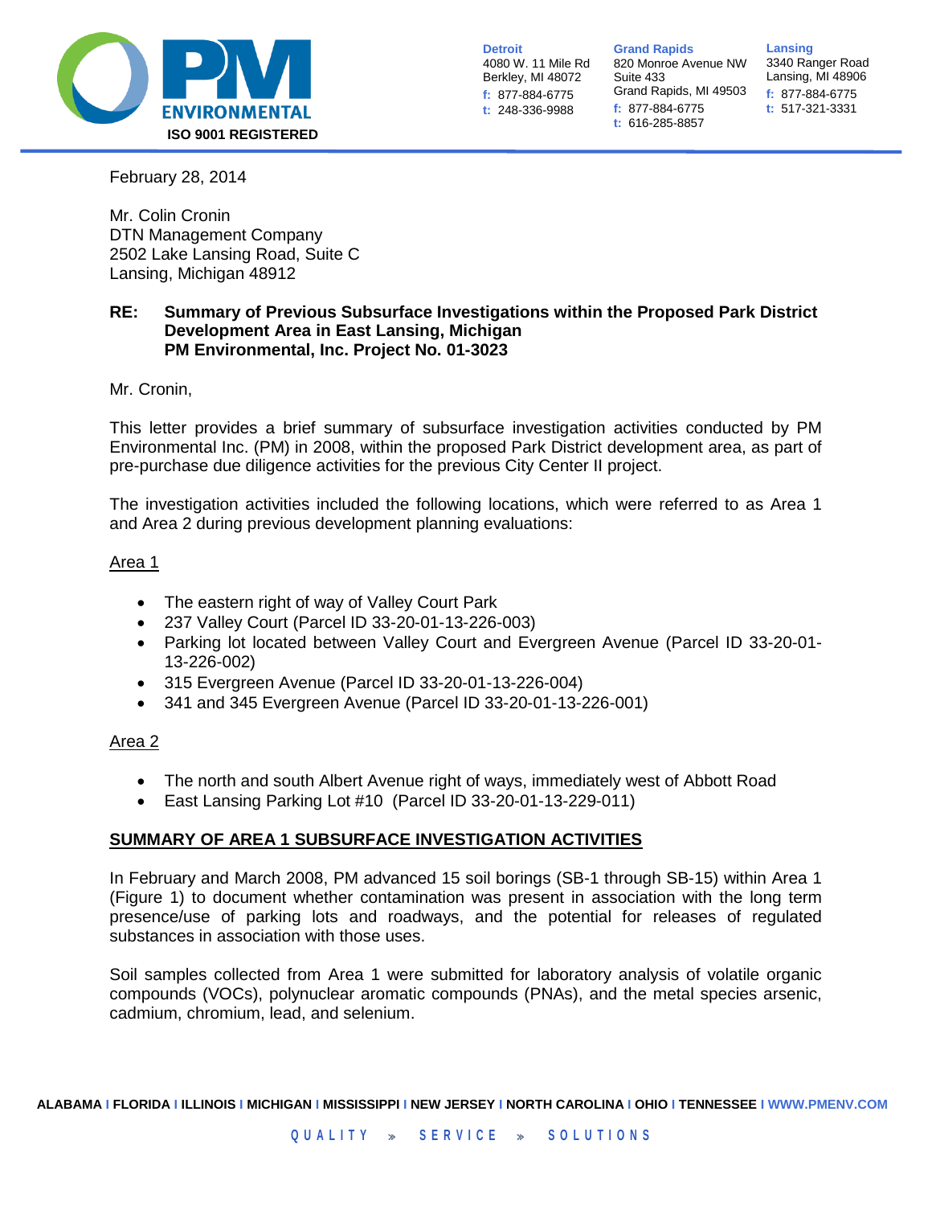PM ENVIRONMENTAL

ISO 9001 REGISTERED

**Detroit**
4080 W. 11 Mile Rd
Berkley, MI 48072
f: 877-884-6775
t: 248-336-9988

**Grand Rapids**
820 Monroe Avenue NW
Suite 433
Grand Rapids, MI 49503
f: 877-884-6775
t: 616-285-8857

**Lansing**
3340 Ranger Road
Lansing, MI 48906
f: 877-884-6775
t: 517-321-3331

February 28, 2014

Mr. Colin Cronin
DTN Management Company
2502 Lake Lansing Road, Suite C
Lansing, Michigan 48912

**RE: Summary of Previous Subsurface Investigations within the Proposed Park District Development Area in East Lansing, Michigan**
**PM Environmental, Inc. Project No. 01-3023**

Mr. Cronin,

This letter provides a brief summary of subsurface investigation activities conducted by PM Environmental Inc. (PM) in 2008, within the proposed Park District development area, as part of pre-purchase due diligence activities for the previous City Center II project.

The investigation activities included the following locations, which were referred to as Area 1 and Area 2 during previous development planning evaluations:

Area 1

- The eastern right of way of Valley Court Park
- 237 Valley Court (Parcel ID 33-20-01-13-226-003)
- Parking lot located between Valley Court and Evergreen Avenue (Parcel ID 33-20-01-13-226-002)
- 315 Evergreen Avenue (Parcel ID 33-20-01-13-226-004)
- 341 and 345 Evergreen Avenue (Parcel ID 33-20-01-13-226-001)

Area 2

- The north and south Albert Avenue right of ways, immediately west of Abbott Road
- East Lansing Parking Lot #10 (Parcel ID 33-20-01-13-229-011)

**SUMMARY OF AREA 1 SUBSURFACE INVESTIGATION ACTIVITIES**

In February and March 2008, PM advanced 15 soil borings (SB-1 through SB-15) within Area 1 (Figure 1) to document whether contamination was present in association with the long term presence/use of parking lots and roadways, and the potential for releases of regulated substances in association with those uses.

Soil samples collected from Area 1 were submitted for laboratory analysis of volatile organic compounds (VOCs), polynuclear aromatic compounds (PNAs), and the metal species arsenic, cadmium, chromium, lead, and selenium.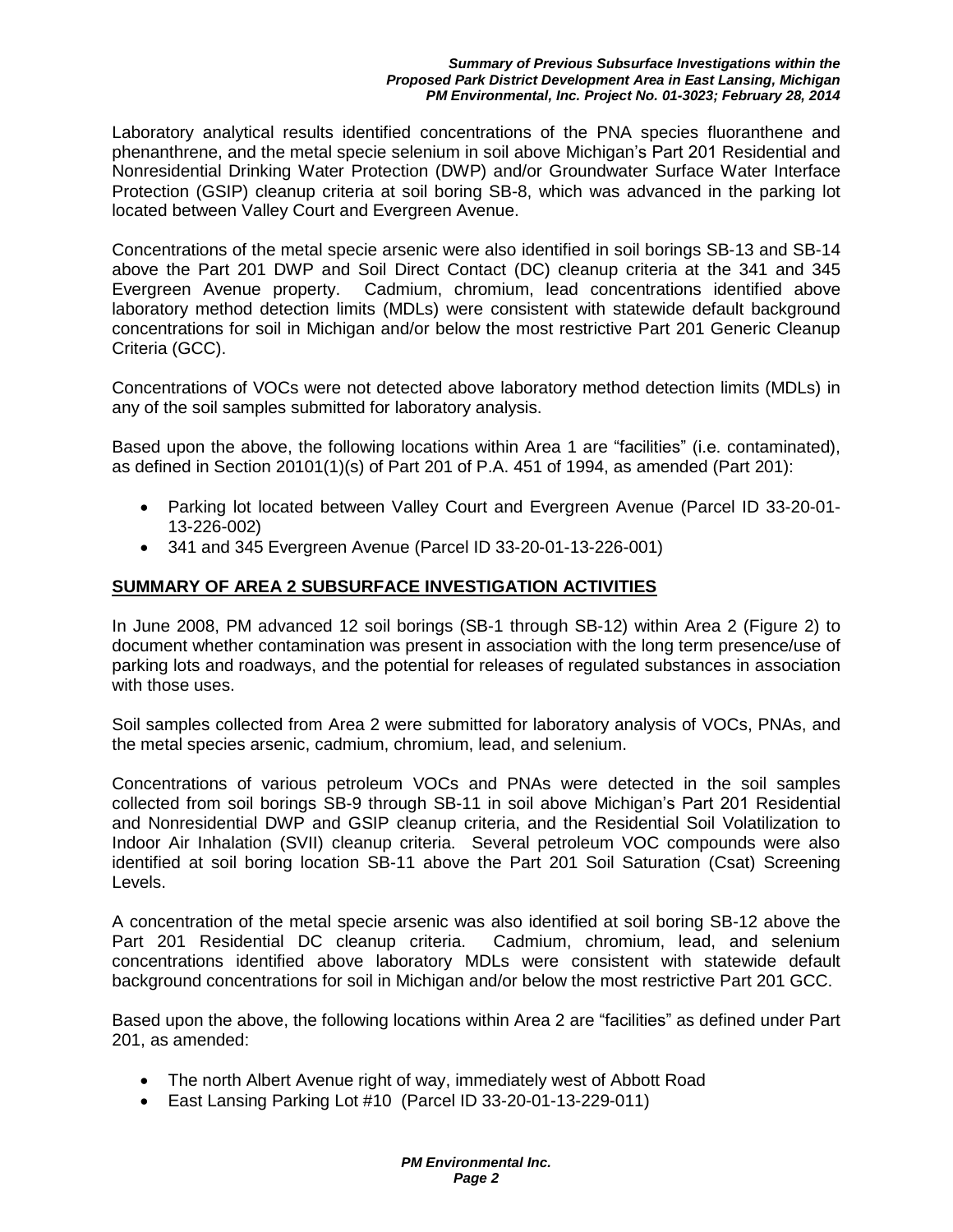Laboratory analytical results identified concentrations of the PNA species fluoranthene and phenanthrene, and the metal specie selenium in soil above Michigan's Part 201 Residential and Nonresidential Drinking Water Protection (DWP) and/or Groundwater Surface Water Interface Protection (GSIP) cleanup criteria at soil boring SB-8, which was advanced in the parking lot located between Valley Court and Evergreen Avenue.

Concentrations of the metal specie arsenic were also identified in soil borings SB-13 and SB-14 above the Part 201 DWP and Soil Direct Contact (DC) cleanup criteria at the 341 and 345 Evergreen Avenue property. Cadmium, chromium, lead concentrations identified above laboratory method detection limits (MDLs) were consistent with statewide default background concentrations for soil in Michigan and/or below the most restrictive Part 201 Generic Cleanup Criteria (GCC).

Concentrations of VOCs were not detected above laboratory method detection limits (MDLs) in any of the soil samples submitted for laboratory analysis.

Based upon the above, the following locations within Area 1 are "facilities" (i.e. contaminated), as defined in Section 20101(1)(s) of Part 201 of P.A. 451 of 1994, as amended (Part 201):

- Parking lot located between Valley Court and Evergreen Avenue (Parcel ID 33-20-01-13-226-002)
- 341 and 345 Evergreen Avenue (Parcel ID 33-20-01-13-226-001)

## SUMMARY OF AREA 2 SUBSURFACE INVESTIGATION ACTIVITIES

In June 2008, PM advanced 12 soil borings (SB-1 through SB-12) within Area 2 (Figure 2) to document whether contamination was present in association with the long term presence/use of parking lots and roadways, and the potential for releases of regulated substances in association with those uses.

Soil samples collected from Area 2 were submitted for laboratory analysis of VOCs, PNAs, and the metal species arsenic, cadmium, chromium, lead, and selenium.

Concentrations of various petroleum VOCs and PNAs were detected in the soil samples collected from soil borings SB-9 through SB-11 in soil above Michigan's Part 201 Residential and Nonresidential DWP and GSIP cleanup criteria, and the Residential Soil Volatilization to Indoor Air Inhalation (SVII) cleanup criteria. Several petroleum VOC compounds were also identified at soil boring location SB-11 above the Part 201 Soil Saturation (Csat) Screening Levels.

A concentration of the metal specie arsenic was also identified at soil boring SB-12 above the Part 201 Residential DC cleanup criteria. Cadmium, chromium, lead, and selenium concentrations identified above laboratory MDLs were consistent with statewide default background concentrations for soil in Michigan and/or below the most restrictive Part 201 GCC.

Based upon the above, the following locations within Area 2 are "facilities" as defined under Part 201, as amended:

- The north Albert Avenue right of way, immediately west of Abbott Road
- East Lansing Parking Lot #10 (Parcel ID 33-20-01-13-229-011)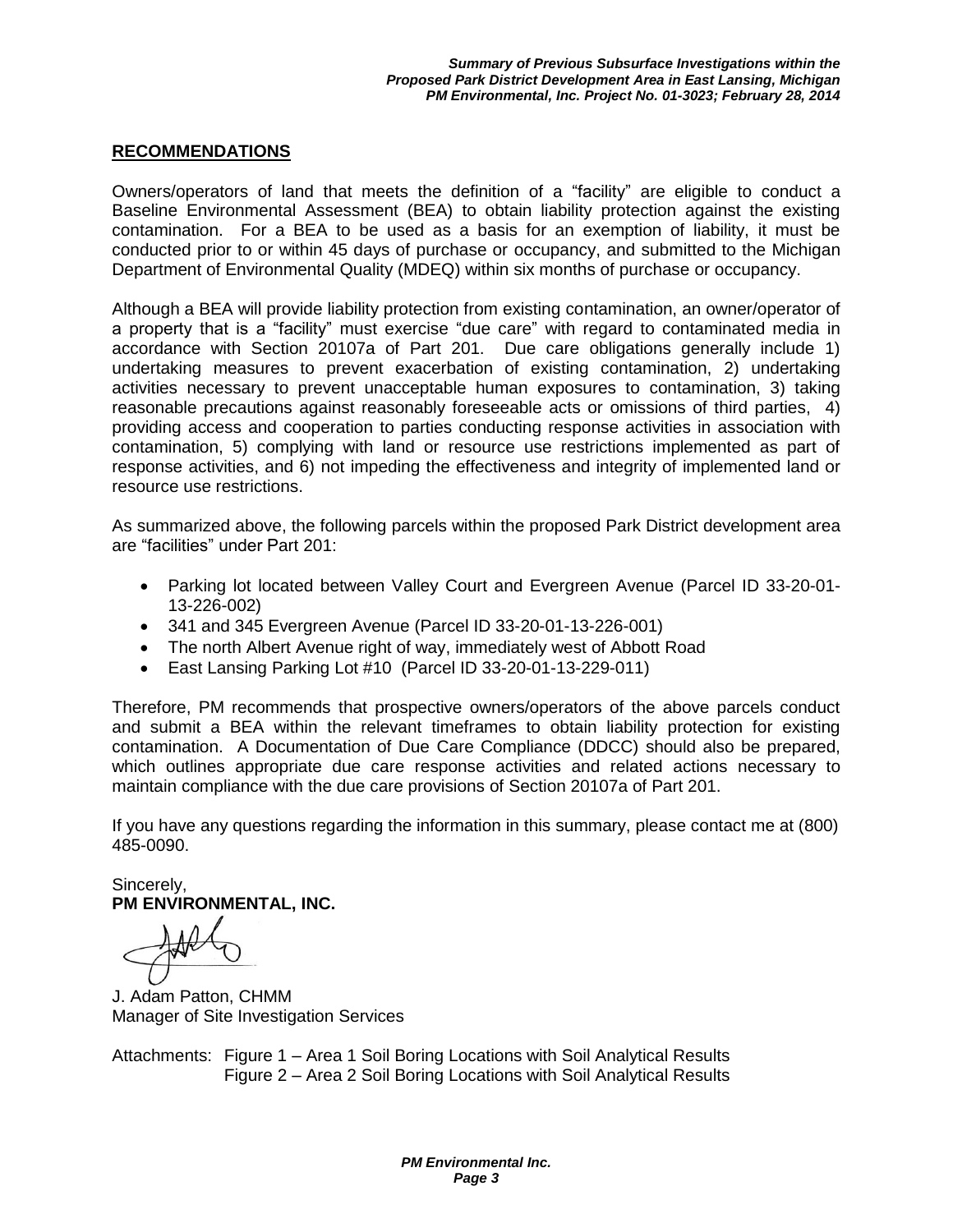## RECOMMENDATIONS

Owners/operators of land that meets the definition of a "facility" are eligible to conduct a Baseline Environmental Assessment (BEA) to obtain liability protection against the existing contamination. For a BEA to be used as a basis for an exemption of liability, it must be conducted prior to or within 45 days of purchase or occupancy, and submitted to the Michigan Department of Environmental Quality (MDEQ) within six months of purchase or occupancy.

Although a BEA will provide liability protection from existing contamination, an owner/operator of a property that is a "facility" must exercise "due care" with regard to contaminated media in accordance with Section 20107a of Part 201. Due care obligations generally include 1) undertaking measures to prevent exacerbation of existing contamination, 2) undertaking activities necessary to prevent unacceptable human exposures to contamination, 3) taking reasonable precautions against reasonably foreseeable acts or omissions of third parties, 4) providing access and cooperation to parties conducting response activities in association with contamination, 5) complying with land or resource use restrictions implemented as part of response activities, and 6) not impeding the effectiveness and integrity of implemented land or resource use restrictions.

As summarized above, the following parcels within the proposed Park District development area are "facilities" under Part 201:

- Parking lot located between Valley Court and Evergreen Avenue (Parcel ID 33-20-01-13-226-002)
- 341 and 345 Evergreen Avenue (Parcel ID 33-20-01-13-226-001)
- The north Albert Avenue right of way, immediately west of Abbott Road
- East Lansing Parking Lot #10 (Parcel ID 33-20-01-13-229-011)

Therefore, PM recommends that prospective owners/operators of the above parcels conduct and submit a BEA within the relevant timeframes to obtain liability protection for existing contamination. A Documentation of Due Care Compliance (DDCC) should also be prepared, which outlines appropriate due care response activities and related actions necessary to maintain compliance with the due care provisions of Section 20107a of Part 201.

If you have any questions regarding the information in this summary, please contact me at (800) 485-0090.

Sincerely,
**PM ENVIRONMENTAL, INC.**

J. Adam Patton, CHMM
Manager of Site Investigation Services

Attachments: Figure 1 – Area 1 Soil Boring Locations with Soil Analytical Results
Figure 2 – Area 2 Soil Boring Locations with Soil Analytical Results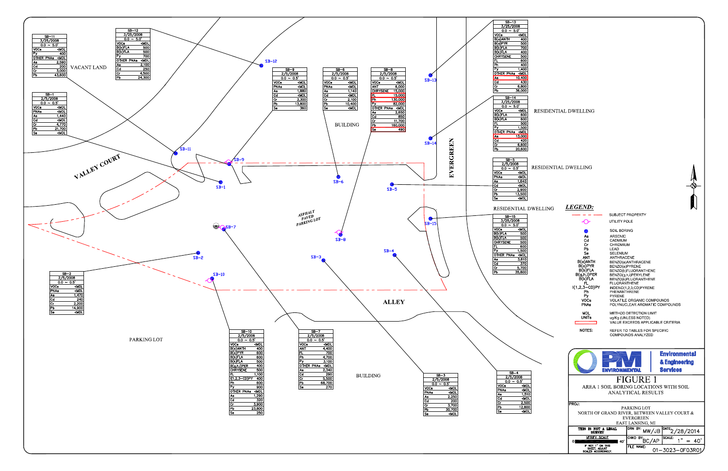# FIGURE 1

AREA 1 SOIL BORING LOCATIONS WITH SOIL ANALYTICAL RESULTS

PROJ: PARKING LOT, NORTH OF GRAND RIVER, BETWEEN VALLEY COURT & EVERGREEN, EAST LANSING, MI

PM ENVIRONMENTAL — Environmental & Engineering Services

| SB-11 | |
|---|---|
| 3/25/2008 | |
| 0.0 ~ 5.0' | |
| VOCs | <MDL |
| Py | 400 |
| OTHER PNAs | <MDL |
| As | 2,590 |
| Cd | 200 |
| Cr | 3,000 |
| Pb | 43,600 |

| SB-12 | |
|---|---|
| 3/25/2008 | |
| 0.0 ~ 5.0' | |
| VOCs | <MDL |
| B(b)FLA | 500 |
| B(k)FLA | 500 |
| Py | 700 |
| OTHER PNAs | <MDL |
| As | 2,100 |
| Cd | 250 |
| Cr | 4,500 |
| Pb | 24,300 |

| SB-1 | |
|---|---|
| 2/5/2008 | |
| 0.0 ~ 0.5' | |
| VOCs | <MDL |
| PNAs | <MDL |
| As | 1,440 |
| Cd | <MDL |
| Cr | 4,770 |
| Pb | 21,700 |
| Se | <MDL |

| SB-9 | |
|---|---|
| 2/5/2008 | |
| 0.0 ~ 0.5' | |
| VOCs | <MDL |
| PNAs | <MDL |
| As | 1,880 |
| Cd | <MDL |
| Cr | 3,300 |
| Pb | 13,800 |
| Se | 360 |

| SB-6 | |
|---|---|
| 2/5/2008 | |
| 0.0 ~ 0.5' | |
| VOCs | <MDL |
| PNAs | <MDL |
| As | 1,140 |
| Cd | <MDL |
| Cr | 2,100 |
| Pb | 10,400 |
| Se | <MDL |

| SB-8 | |
|---|---|
| 2/5/2008 | |
| 0.0 ~ 0.5' | |
| VOCs | <MDL |
| ANT | 6,000 |
| CHRYSENE | 15,000 |
| FL | 15,000 |
| Ph | 130,000 |
| Py | 82,000 |
| OTHER PNAs | <MDL |
| As | 2,650 |
| Cd | 850 |
| Cr | 11,700 |
| Pb | 160,000 |
| Se | 490 |

| SB-13 | |
|---|---|
| 3/25/2008 | |
| 0.0 ~ 5.0' | |
| VOCs | <MDL |
| B(a)ANTH | 400 |
| B(a)PYR | 500 |
| B(b)FLA | 700 |
| B(k)FLA | 400 |
| CHRYSENE | 500 |
| FL | 600 |
| Ph | 400 |
| Py | 1,400 |
| OTHER PNAs | <MDL |
| As | 10,400 |
| Cd | 430 |
| Cr | 6,800 |
| Pb | 36,000 |

| SB-14 | |
|---|---|
| 3/25/2008 | |
| 0.0 ~ 5.0' | |
| VOCs | <MDL |
| B(b)FLA | 600 |
| B(k)FLA | 600 |
| FL | 500 |
| Py | 1,500 |
| OTHER PNAs | <MDL |
| As | 13,000 |
| Cd | 420 |
| Cr | 6,600 |
| Pb | 20,600 |

| SB-5 | |
|---|---|
| 2/5/2008 | |
| 0.0 ~ 0.5' | |
| VOCs | <MDL |
| PNAs | <MDL |
| As | 1,640 |
| Cd | <MDL |
| Cr | 2,900 |
| Pb | 13,500 |
| Se | <MDL |

| SB-15 | |
|---|---|
| 3/25/2008 | |
| 0.0 ~ 5.0' | |
| VOCs | <MDL |
| B(b)FLA | 500 |
| B(k)FLA | 500 |
| CHRYSENE | 500 |
| FL | 600 |
| Py | 1,500 |
| OTHER PNAs | <MDL |
| As | 3,610 |
| Cd | 370 |
| Cr | 5,700 |
| Pb | 35,800 |

| SB-2 | |
|---|---|
| 2/5/2008 | |
| 0.0 ~ 0.5' | |
| VOCs | <MDL |
| PNAs | <MDL |
| As | 1,470 |
| Cd | 240 |
| Cr | 2,200 |
| Pb | 14,900 |
| Se | <MDL |

| SB-10 | |
|---|---|
| 2/5/2008 | |
| 0.0 ~ 0.5' | |
| VOCs | <MDL |
| B(a)ANTH | 400 |
| B(a)PYR | 600 |
| B(b)FLA | 600 |
| B(k)FLA | 500 |
| B(g,h,i)PER | 400 |
| CHRYSENE | 500 |
| FL | 1,100 |
| I(1,2,3-CD)PY | 400 |
| Ph | 600 |
| Py | 900 |
| OTHER PNAs | <MDL |
| As | 1,290 |
| Cd | 320 |
| Cr | 3,900 |
| Pb | 23,800 |
| Se | 250 |

| SB-7 | |
|---|---|
| 2/5/2008 | |
| 0.0 ~ 0.5' | |
| VOCs | <MDL |
| ANT | 4,400 |
| FL | 700 |
| Ph | 4,700 |
| Py | 3,100 |
| OTHER PNAs | <MDL |
| As | 2,340 |
| Cd | 290 |
| Cr | 5,500 |
| Pb | 68,700 |
| Se | 270 |

| SB-3 | |
|---|---|
| 2/5/2008 | |
| 0.0 ~ 0.5' | |
| VOCs | <MDL |
| PNAs | <MDL |
| As | 2,250 |
| Cd | 200 |
| Cr | 3,700 |
| Pb | 30,700 |
| Se | <MDL |

| SB-4 | |
|---|---|
| 2/5/2008 | |
| 0.0 ~ 0.5' | |
| VOCs | <MDL |
| PNAs | <MDL |
| As | 1,510 |
| Cd | <MDL |
| Cr | 2,500 |
| Pb | 12,800 |
| Se | <MDL |

Map labels: VACANT LAND, VALLEY COURT, BUILDING, EVERGREEN, RESIDENTIAL DWELLING, ASPHALT PAVED PARKING LOT, ALLEY, PARKING LOT, BUILDING

## LEGEND:

| Symbol | Description |
|---|---|
| (dashed red line) | SUBJECT PROPERTY |
| (pink symbol) | UTILITY POLE |
| (blue dot) | SOIL BORING |
| As | ARSENIC |
| Cd | CADMIUM |
| Cr | CHROMIUM |
| Pb | LEAD |
| Se | SELENIUM |
| ANT | ANTHRACENE |
| B(a)ANTH | BENZO(a)ANTHRACENE |
| B(a)PYR | BENZO(a)PYRENE |
| B(b)FLA | BENZO(b)FLUORANTHENE |
| B(g,h,i)PER | BENZO(g,h,i)PERYLENE |
| B(k)FLA | BENZO(k)FLUORANTHENE |
| FL | FLUORANTHENE |
| I(1,2,3-CD)PY | INDENO(1,2,3,CD)PYRENE |
| Ph | PHENANTHRENE |
| Py | PYRENE |
| VOCs | VOLATILE ORGANIC COMPOUNDS |
| PNAs | POLYNUCLEAR AROMATIC COMPOUNDS |
| MDL | METHOD DETECTION LIMIT |
| UNITS | ug/Kg (UNLESS NOTED) |
| (red box) | VALUE EXCEEDS APPLICABLE CRITERIA |

NOTES: REFER TO TABLES FOR SPECIFIC COMPOUNDS ANALYZED

THIS IS NOT A LEGAL SURVEY

VERIFY SCALE: 0 — 40'. IF NOT 1" ON THIS SHEET, ADJUST SCALES ACCORDINGLY.

| DRN BY: MW/JB | DATE: 2/28/2014 |
|---|---|
| CHKD BY: BC/AP | SCALE: 1" = 40' |
| FILE NAME: 01-3023-0F03R01 | |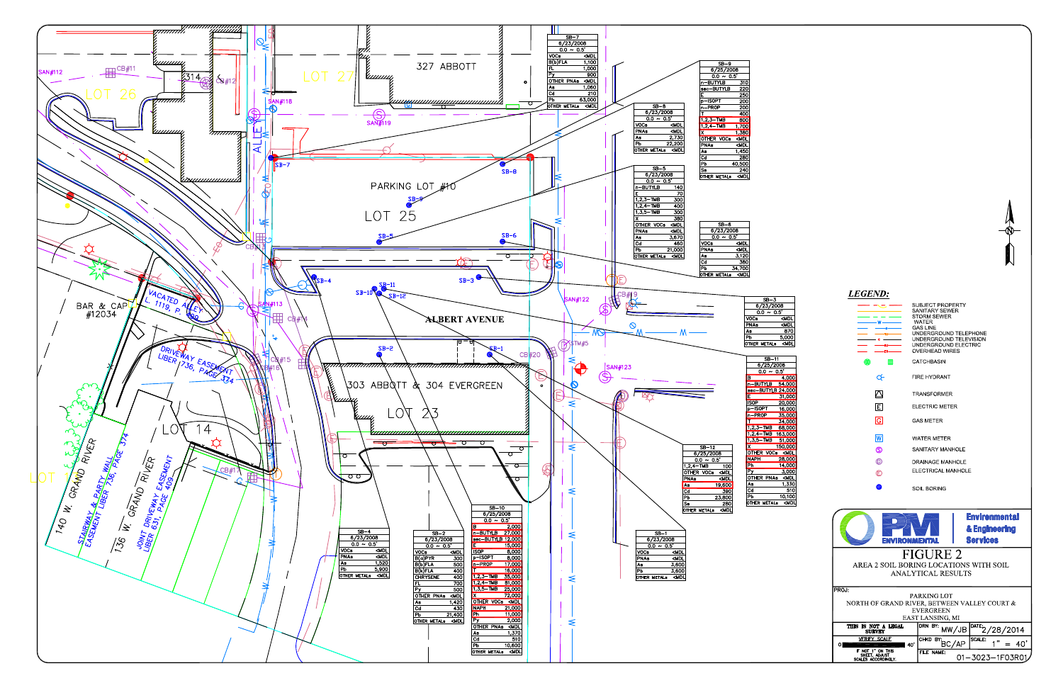# FIGURE 2

AREA 2 SOIL BORING LOCATIONS WITH SOIL ANALYTICAL RESULTS

PROJ: PARKING LOT NORTH OF GRAND RIVER, BETWEEN VALLEY COURT & EVERGREEN EAST LANSING, MI

PM Environmental & Engineering Services

THIS IS NOT A LEGAL SURVEY

DRN BY: MW/JB | DATE: 2/28/2014

CHKD BY: BC/AP | SCALE: 1" = 40'

VERIFY SCALE 0 — 40'

IF NOT 1" ON THIS SHEET, ADJUST SCALES ACCORDINGLY.

FILE NAME: 01-3023-1F03R01

## LEGEND:

- SUBJECT PROPERTY
- SANITARY SEWER
- STORM SEWER
- WATER
- GAS LINE
- UNDERGROUND TELEPHONE
- UNDERGROUND TELEVISION
- UNDERGROUND ELECTRIC
- OVERHEAD WIRES
- CATCHBASIN
- FIRE HYDRANT
- TRANSFORMER
- ELECTRIC METER
- GAS METER
- WATER METER
- SANITARY MANHOLE
- DRAINAGE MANHOLE
- ELECTRICAL MANHOLE
- SOIL BORING

Map labels: 327 ABBOTT; LOT 27; LOT 26; 314; PARKING LOT #10; LOT 25; ALBERT AVENUE; 303 ABBOTT & 304 EVERGREEN; LOT 23; LOT 14; LOT 15; 140 W. GRAND RIVER; 136 W. GRAND RIVER; ALLEY; BAR & CAP #12034; VACATED ALLEY L. 1119, P. 490; DRIVEWAY EASEMENT LIBER 736, PAGE 324; STAIRWAY & PARTY WALL EASEMENT LIBER 736, PAGE 374; JOINT DRIVEWAY EASEMENT LIBER 631, PAGE 409; SAN#112; SAN#118; SAN#119; SAN#113; SAN#122; SAN#123; CB#11; CB#12; CB#13; CB#14; CB#15; CB#16; CB#17; CB#19; CB#20; STM#5

| SB-7 | |
|---|---|
| 6/23/2008 | |
| 0.0 ~ 0.5' | |
| VOCs | <MDL |
| B(b)FLA | 1,100 |
| FL | 1,000 |
| Py | 900 |
| OTHER PNAs | <MDL |
| As | 1,060 |
| Cd | 210 |
| Pb | 63,000 |
| OTHER METALs | <MDL |

| SB-9 | |
|---|---|
| 6/25/2008 | |
| 0.0 ~ 0.5' | |
| n-BUTYLB | 310 |
| sec-BUTYLB | 220 |
| E | 250 |
| p-ISOPT | 200 |
| n-PROP | 200 |
| T | 400 |
| 1,2,3-TMB | 800 |
| 1,2,4-TMB | 1,700 |
| X | 1,380 |
| OTHER VOCs | <MDL |
| PNAs | <MDL |
| As | 1,450 |
| Cd | 280 |
| Pb | 40,500 |
| Se | 240 |
| OTHER METALs | <MDL |

| SB-8 | |
|---|---|
| 6/23/2008 | |
| 0.0 ~ 0.5' | |
| VOCs | <MDL |
| PNAs | <MDL |
| As | 2,730 |
| Pb | 22,200 |
| OTHER METALs | <MDL |

| SB-5 | |
|---|---|
| 6/23/2008 | |
| 0.0 ~ 0.5' | |
| n-BUTYLB | 140 |
| E | 70 |
| 1,2,3-TMB | 300 |
| 1,2,4-TMB | 400 |
| 1,3,5-TMB | 300 |
| X | 380 |
| OTHER VOCs | <MDL |
| PNAs | <MDL |
| As | 3,670 |
| Cd | 460 |
| Pb | 21,000 |
| OTHER METALs | <MDL |

| SB-6 | |
|---|---|
| 6/23/2008 | |
| 0.0 ~ 0.5' | |
| VOCs | <MDL |
| PNAs | <MDL |
| As | 3,120 |
| Cd | 380 |
| Pb | 34,700 |
| OTHER METALs | <MDL |

| SB-3 | |
|---|---|
| 6/23/2008 | |
| 0.0 ~ 0.5' | |
| VOCs | <MDL |
| PNAs | <MDL |
| As | 870 |
| Pb | 5,000 |
| OTHER METALs | <MDL |

| SB-11 | |
|---|---|
| 6/25/2008 | |
| 0.0 ~ 0.5' | |
| B | 4,000 |
| n-BUTYLB | 54,000 |
| sec-BUTYLB | 24,000 |
| E | 31,000 |
| ISOP | 20,000 |
| p-ISOPT | 16,000 |
| n-PROP | 35,000 |
| T | 34,000 |
| 1,2,3-TMB | 68,000 |
| 1,2,4-TMB | 163,000 |
| 1,3,5-TMB | 51,000 |
| X | 150,000 |
| OTHER VOCs | <MDL |
| NAPH | 28,000 |
| Ph | 14,000 |
| Py | 3,000 |
| OTHER PNAs | <MDL |
| As | 1,330 |
| Cd | 510 |
| Pb | 10,100 |
| OTHER METALs | <MDL |

| SB-12 | |
|---|---|
| 6/25/2008 | |
| 0.0 ~ 0.5' | |
| 1,2,4-TMB | 100 |
| OTHER VOCs | <MDL |
| PNAs | <MDL |
| As | 19,600 |
| Cd | 390 |
| Pb | 23,800 |
| Se | 280 |
| OTHER METALs | <MDL |

| SB-4 | |
|---|---|
| 6/23/2008 | |
| 0.0 ~ 0.5' | |
| VOCs | <MDL |
| PNAs | <MDL |
| As | 1,520 |
| Pb | 5,900 |
| OTHER METALs | <MDL |

| SB-2 | |
|---|---|
| 6/23/2008 | |
| 0.0 ~ 0.5' | |
| VOCs | <MDL |
| B(a)PYR | 300 |
| B(b)FLA | 500 |
| B(k)FLA | 400 |
| CHRYSENE | 400 |
| FL | 700 |
| Py | 500 |
| OTHER PNAs | <MDL |
| As | 1,420 |
| Cd | 430 |
| Pb | 21,400 |
| OTHER METALs | <MDL |

| SB-10 | |
|---|---|
| 6/25/2008 | |
| 0.0 ~ 0.5' | |
| B | 2,000 |
| n-BUTYLB | 27,000 |
| sec-BUTYLB | 12,000 |
| E | 15,000 |
| ISOP | 8,000 |
| p-ISOPT | 8,000 |
| n-PROP | 17,000 |
| T | 16,000 |
| 1,2,3-TMB | 35,000 |
| 1,2,4-TMB | 81,000 |
| 1,3,5-TMB | 25,000 |
| X | 72,000 |
| OTHER VOCs | <MDL |
| NAPH | 21,000 |
| Ph | 11,000 |
| Py | 2,000 |
| OTHER PNAs | <MDL |
| As | 1,370 |
| Cd | 510 |
| Pb | 10,600 |
| OTHER METALs | <MDL |

| SB-1 | |
|---|---|
| 6/23/2008 | |
| 0.0 ~ 0.5' | |
| VOCs | <MDL |
| PNAs | <MDL |
| As | 3,600 |
| Pb | 3,600 |
| OTHER METALs | <MDL |